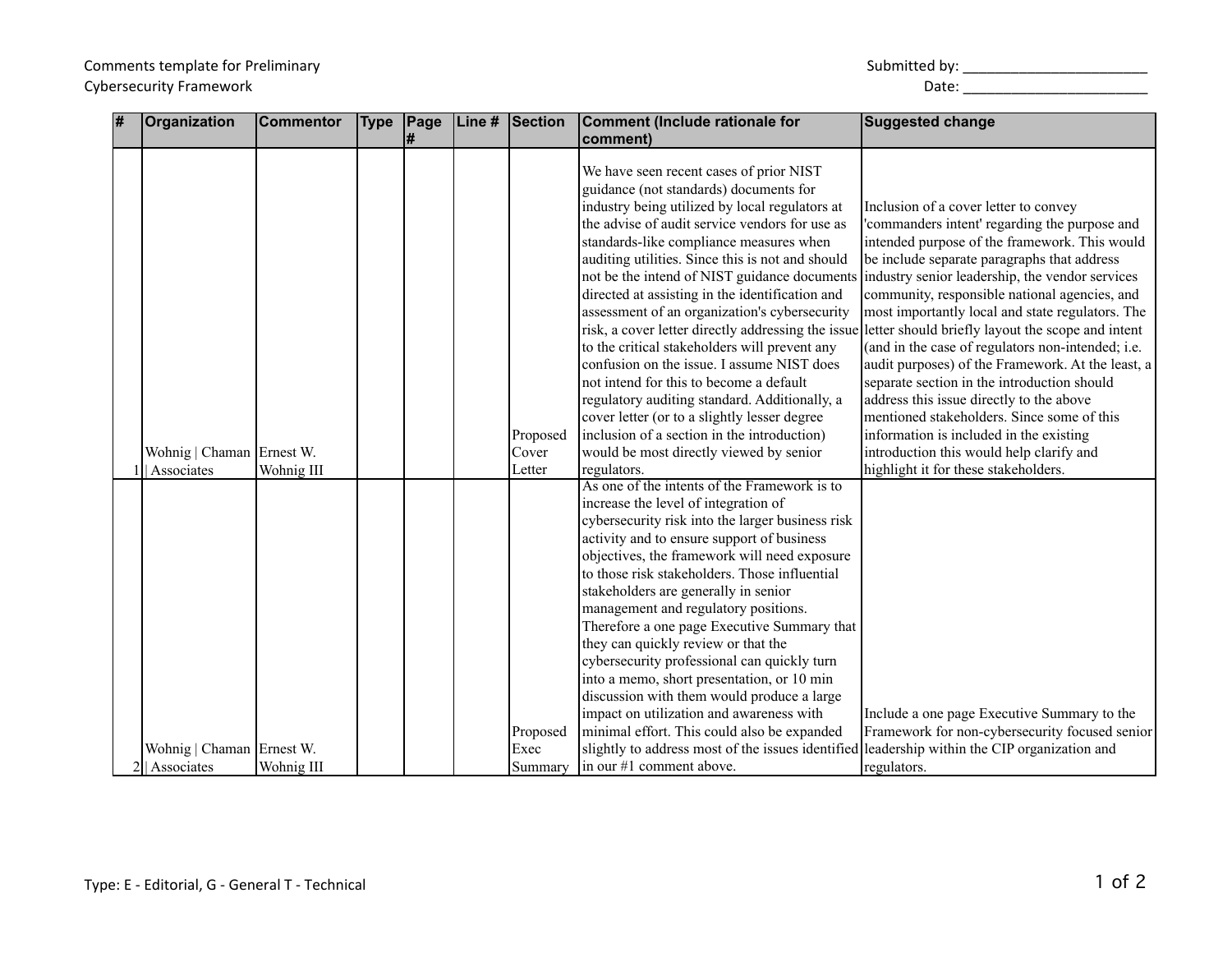Comments template for Preliminary Cybersecurity Framework

Submitted by: ________________________

Date: ________________________

| # | Organization | Commentor | Type | Page # | Line # | Section | Comment (Include rationale for comment) | Suggested change |
|---|---|---|---|---|---|---|---|---|
| 1 | Wohnig \| Chaman \| Associates | Ernest W. Wohnig III | | | | Proposed Cover Letter | We have seen recent cases of prior NIST guidance (not standards) documents for industry being utilized by local regulators at the advise of audit service vendors for use as standards-like compliance measures when auditing utilities. Since this is not and should not be the intend of NIST guidance documents directed at assisting in the identification and assessment of an organization's cybersecurity risk, a cover letter directly addressing the issue to the critical stakeholders will prevent any confusion on the issue. I assume NIST does not intend for this to become a default regulatory auditing standard. Additionally, a cover letter (or to a slightly lesser degree inclusion of a section in the introduction) would be most directly viewed by senior regulators. | Inclusion of a cover letter to convey 'commanders intent' regarding the purpose and intended purpose of the framework. This would be include separate paragraphs that address industry senior leadership, the vendor services community, responsible national agencies, and most importantly local and state regulators. The letter should briefly layout the scope and intent (and in the case of regulators non-intended; i.e. audit purposes) of the Framework. At the least, a separate section in the introduction should address this issue directly to the above mentioned stakeholders. Since some of this information is included in the existing introduction this would help clarify and highlight it for these stakeholders. |
| 2 | Wohnig \| Chaman \| Associates | Ernest W. Wohnig III | | | | Proposed Exec Summary | As one of the intents of the Framework is to increase the level of integration of cybersecurity risk into the larger business risk activity and to ensure support of business objectives, the framework will need exposure to those risk stakeholders. Those influential stakeholders are generally in senior management and regulatory positions. Therefore a one page Executive Summary that they can quickly review or that the cybersecurity professional can quickly turn into a memo, short presentation, or 10 min discussion with them would produce a large impact on utilization and awareness with minimal effort. This could also be expanded slightly to address most of the issues identified in our #1 comment above. | Include a one page Executive Summary to the Framework for non-cybersecurity focused senior leadership within the CIP organization and regulators. |

Type: E - Editorial, G - General T - Technical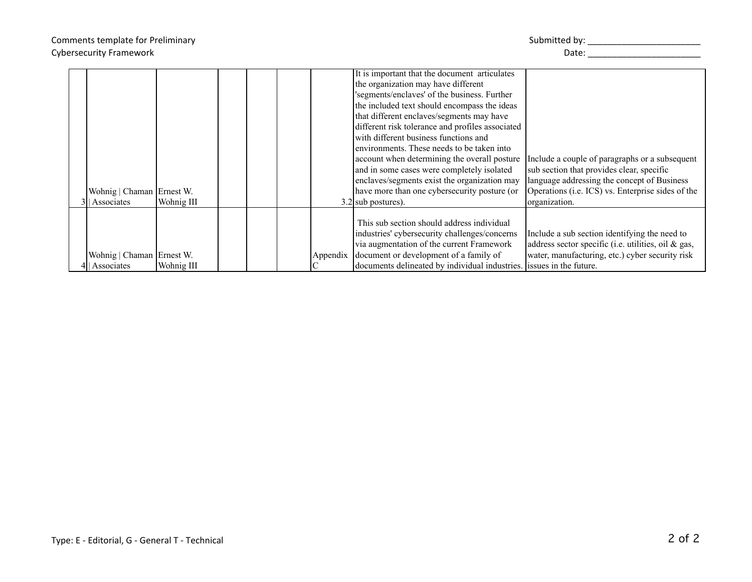| | | | | | | | | |
|---|---|---|---|---|---|---|---|---|
| 3 | Wohnig \| Chaman \| Associates | Ernest W. Wohnig III | | | | 3.2 | It is important that the document articulates the organization may have different 'segments/enclaves' of the business. Further the included text should encompass the ideas that different enclaves/segments may have different risk tolerance and profiles associated with different business functions and environments. These needs to be taken into account when determining the overall posture and in some cases were completely isolated enclaves/segments exist the organization may have more than one cybersecurity posture (or sub postures). | Include a couple of paragraphs or a subsequent sub section that provides clear, specific language addressing the concept of Business Operations (i.e. ICS) vs. Enterprise sides of the organization. |
| 4 | Wohnig \| Chaman \| Associates | Ernest W. Wohnig III | | | | Appendix C | This sub section should address individual industries' cybersecurity challenges/concerns via augmentation of the current Framework document or development of a family of documents delineated by individual industries. | Include a sub section identifying the need to address sector specific (i.e. utilities, oil & gas, water, manufacturing, etc.) cyber security risk issues in the future. |